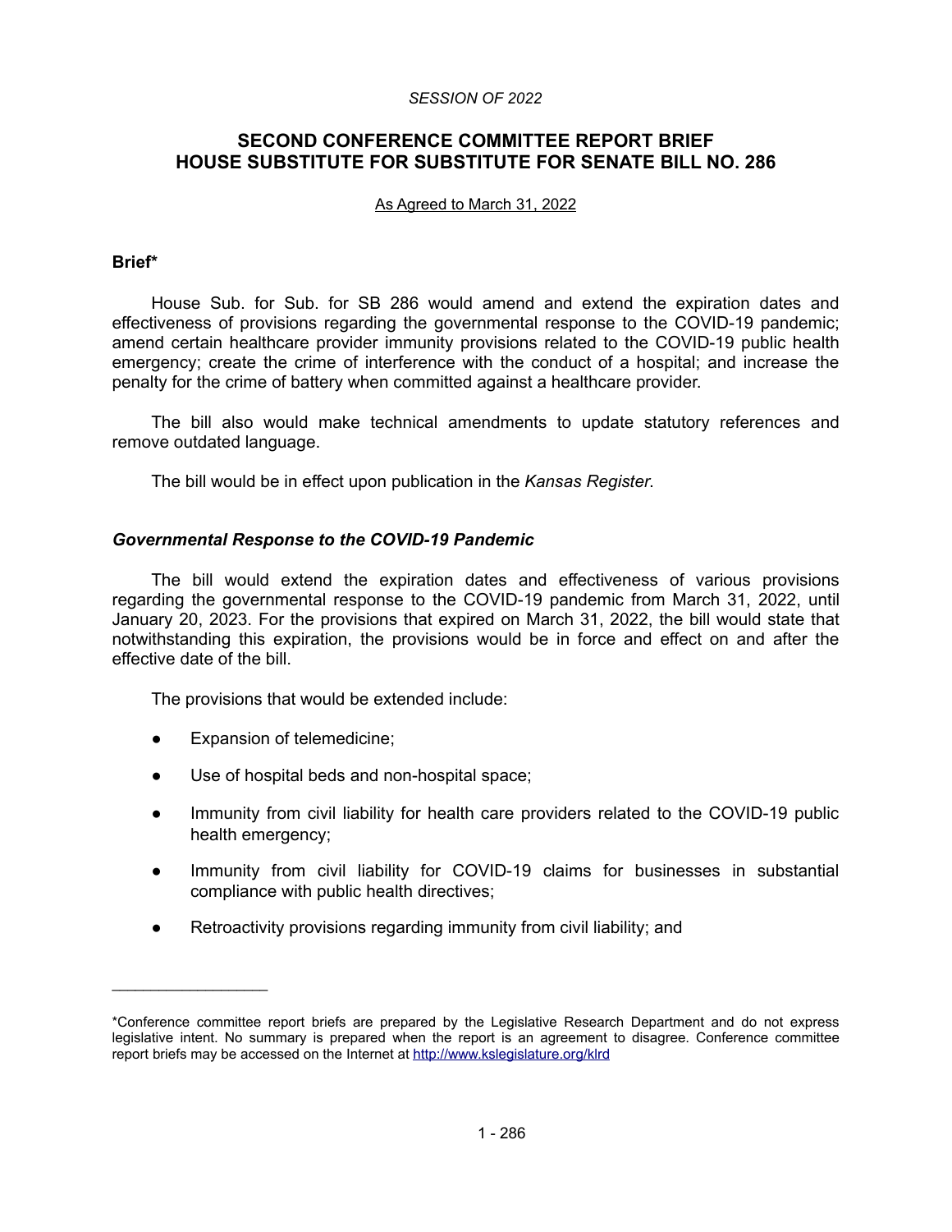*SESSION OF 2022*

## SECOND CONFERENCE COMMITTEE REPORT BRIEF
## HOUSE SUBSTITUTE FOR SUBSTITUTE FOR SENATE BILL NO. 286

As Agreed to March 31, 2022

**Brief***

House Sub. for Sub. for SB 286 would amend and extend the expiration dates and effectiveness of provisions regarding the governmental response to the COVID-19 pandemic; amend certain healthcare provider immunity provisions related to the COVID-19 public health emergency; create the crime of interference with the conduct of a hospital; and increase the penalty for the crime of battery when committed against a healthcare provider.

The bill also would make technical amendments to update statutory references and remove outdated language.

The bill would be in effect upon publication in the *Kansas Register*.

***Governmental Response to the COVID-19 Pandemic***

The bill would extend the expiration dates and effectiveness of various provisions regarding the governmental response to the COVID-19 pandemic from March 31, 2022, until January 20, 2023. For the provisions that expired on March 31, 2022, the bill would state that notwithstanding this expiration, the provisions would be in force and effect on and after the effective date of the bill.

The provisions that would be extended include:

- Expansion of telemedicine;
- Use of hospital beds and non-hospital space;
- Immunity from civil liability for health care providers related to the COVID-19 public health emergency;
- Immunity from civil liability for COVID-19 claims for businesses in substantial compliance with public health directives;
- Retroactivity provisions regarding immunity from civil liability; and

---

*Conference committee report briefs are prepared by the Legislative Research Department and do not express legislative intent. No summary is prepared when the report is an agreement to disagree. Conference committee report briefs may be accessed on the Internet at http://www.kslegislature.org/klrd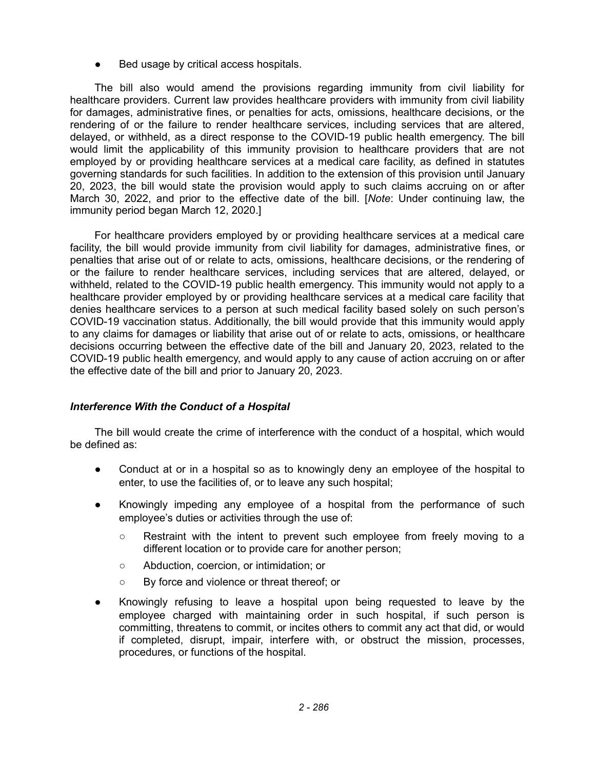- Bed usage by critical access hospitals.

The bill also would amend the provisions regarding immunity from civil liability for healthcare providers. Current law provides healthcare providers with immunity from civil liability for damages, administrative fines, or penalties for acts, omissions, healthcare decisions, or the rendering of or the failure to render healthcare services, including services that are altered, delayed, or withheld, as a direct response to the COVID-19 public health emergency. The bill would limit the applicability of this immunity provision to healthcare providers that are not employed by or providing healthcare services at a medical care facility, as defined in statutes governing standards for such facilities. In addition to the extension of this provision until January 20, 2023, the bill would state the provision would apply to such claims accruing on or after March 30, 2022, and prior to the effective date of the bill. [*Note*: Under continuing law, the immunity period began March 12, 2020.]

For healthcare providers employed by or providing healthcare services at a medical care facility, the bill would provide immunity from civil liability for damages, administrative fines, or penalties that arise out of or relate to acts, omissions, healthcare decisions, or the rendering of or the failure to render healthcare services, including services that are altered, delayed, or withheld, related to the COVID-19 public health emergency. This immunity would not apply to a healthcare provider employed by or providing healthcare services at a medical care facility that denies healthcare services to a person at such medical facility based solely on such person's COVID-19 vaccination status. Additionally, the bill would provide that this immunity would apply to any claims for damages or liability that arise out of or relate to acts, omissions, or healthcare decisions occurring between the effective date of the bill and January 20, 2023, related to the COVID-19 public health emergency, and would apply to any cause of action accruing on or after the effective date of the bill and prior to January 20, 2023.

### *Interference With the Conduct of a Hospital*

The bill would create the crime of interference with the conduct of a hospital, which would be defined as:

- Conduct at or in a hospital so as to knowingly deny an employee of the hospital to enter, to use the facilities of, or to leave any such hospital;
- Knowingly impeding any employee of a hospital from the performance of such employee's duties or activities through the use of:
  - Restraint with the intent to prevent such employee from freely moving to a different location or to provide care for another person;
  - Abduction, coercion, or intimidation; or
  - By force and violence or threat thereof; or
- Knowingly refusing to leave a hospital upon being requested to leave by the employee charged with maintaining order in such hospital, if such person is committing, threatens to commit, or incites others to commit any act that did, or would if completed, disrupt, impair, interfere with, or obstruct the mission, processes, procedures, or functions of the hospital.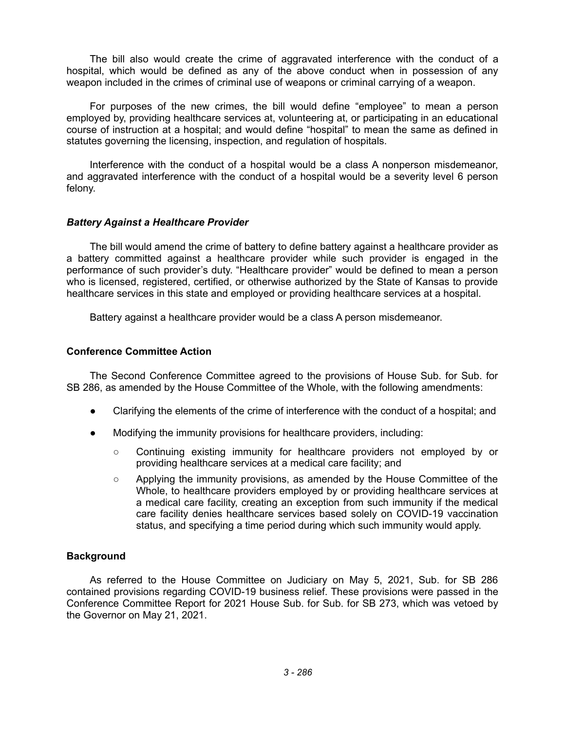The bill also would create the crime of aggravated interference with the conduct of a hospital, which would be defined as any of the above conduct when in possession of any weapon included in the crimes of criminal use of weapons or criminal carrying of a weapon.

For purposes of the new crimes, the bill would define "employee" to mean a person employed by, providing healthcare services at, volunteering at, or participating in an educational course of instruction at a hospital; and would define "hospital" to mean the same as defined in statutes governing the licensing, inspection, and regulation of hospitals.

Interference with the conduct of a hospital would be a class A nonperson misdemeanor, and aggravated interference with the conduct of a hospital would be a severity level 6 person felony.

### *Battery Against a Healthcare Provider*

The bill would amend the crime of battery to define battery against a healthcare provider as a battery committed against a healthcare provider while such provider is engaged in the performance of such provider's duty. "Healthcare provider" would be defined to mean a person who is licensed, registered, certified, or otherwise authorized by the State of Kansas to provide healthcare services in this state and employed or providing healthcare services at a hospital.

Battery against a healthcare provider would be a class A person misdemeanor.

## Conference Committee Action

The Second Conference Committee agreed to the provisions of House Sub. for Sub. for SB 286, as amended by the House Committee of the Whole, with the following amendments:

- Clarifying the elements of the crime of interference with the conduct of a hospital; and
- Modifying the immunity provisions for healthcare providers, including:
  - Continuing existing immunity for healthcare providers not employed by or providing healthcare services at a medical care facility; and
  - Applying the immunity provisions, as amended by the House Committee of the Whole, to healthcare providers employed by or providing healthcare services at a medical care facility, creating an exception from such immunity if the medical care facility denies healthcare services based solely on COVID-19 vaccination status, and specifying a time period during which such immunity would apply.

## Background

As referred to the House Committee on Judiciary on May 5, 2021, Sub. for SB 286 contained provisions regarding COVID-19 business relief. These provisions were passed in the Conference Committee Report for 2021 House Sub. for Sub. for SB 273, which was vetoed by the Governor on May 21, 2021.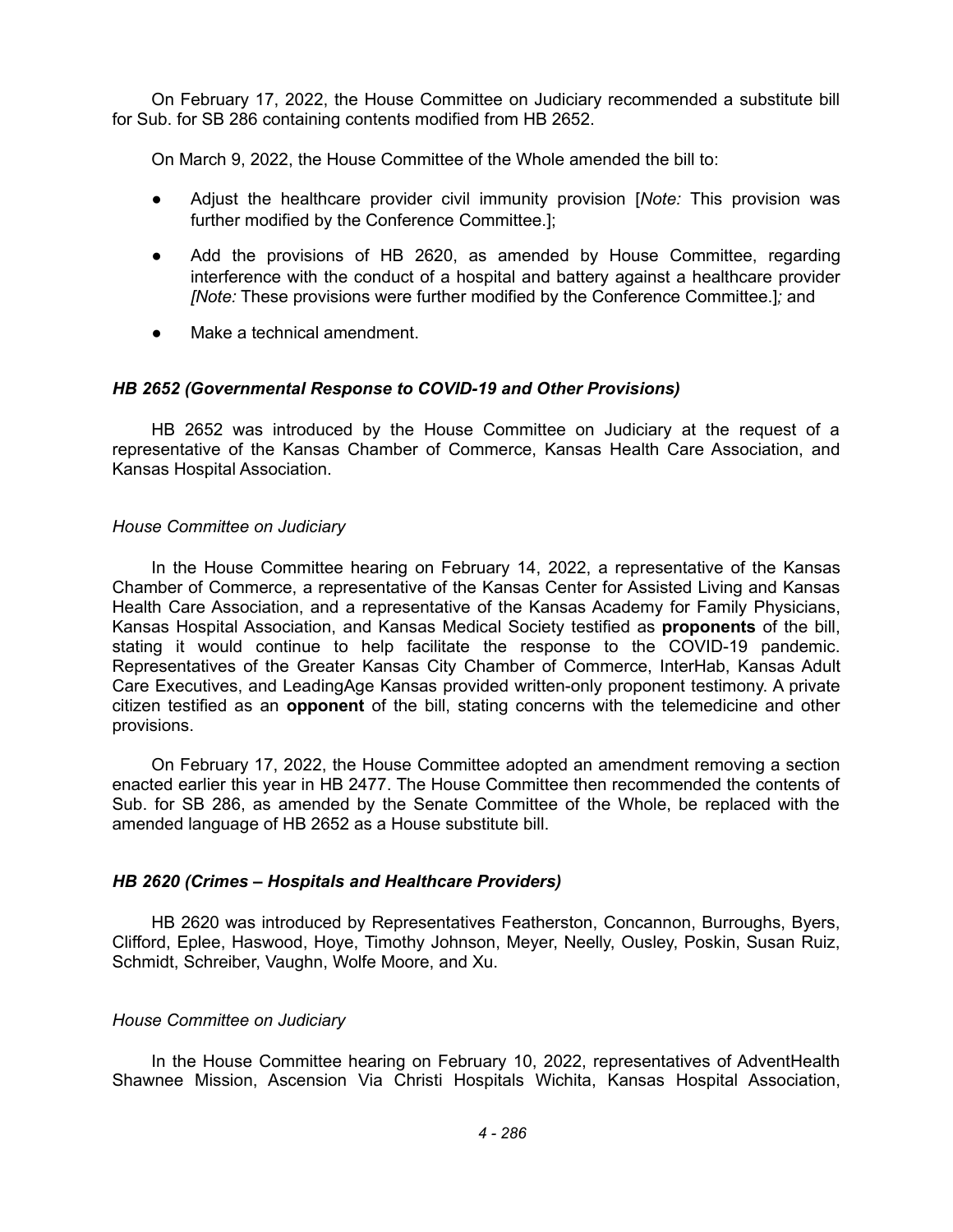On February 17, 2022, the House Committee on Judiciary recommended a substitute bill for Sub. for SB 286 containing contents modified from HB 2652.

On March 9, 2022, the House Committee of the Whole amended the bill to:

- Adjust the healthcare provider civil immunity provision [*Note:* This provision was further modified by the Conference Committee.];
- Add the provisions of HB 2620, as amended by House Committee, regarding interference with the conduct of a hospital and battery against a healthcare provider *[Note:* These provisions were further modified by the Conference Committee.]*;* and
- Make a technical amendment.

### *HB 2652 (Governmental Response to COVID-19 and Other Provisions)*

HB 2652 was introduced by the House Committee on Judiciary at the request of a representative of the Kansas Chamber of Commerce, Kansas Health Care Association, and Kansas Hospital Association.

*House Committee on Judiciary*

In the House Committee hearing on February 14, 2022, a representative of the Kansas Chamber of Commerce, a representative of the Kansas Center for Assisted Living and Kansas Health Care Association, and a representative of the Kansas Academy for Family Physicians, Kansas Hospital Association, and Kansas Medical Society testified as **proponents** of the bill, stating it would continue to help facilitate the response to the COVID-19 pandemic. Representatives of the Greater Kansas City Chamber of Commerce, InterHab, Kansas Adult Care Executives, and LeadingAge Kansas provided written-only proponent testimony. A private citizen testified as an **opponent** of the bill, stating concerns with the telemedicine and other provisions.

On February 17, 2022, the House Committee adopted an amendment removing a section enacted earlier this year in HB 2477. The House Committee then recommended the contents of Sub. for SB 286, as amended by the Senate Committee of the Whole, be replaced with the amended language of HB 2652 as a House substitute bill.

### *HB 2620 (Crimes – Hospitals and Healthcare Providers)*

HB 2620 was introduced by Representatives Featherston, Concannon, Burroughs, Byers, Clifford, Eplee, Haswood, Hoye, Timothy Johnson, Meyer, Neelly, Ousley, Poskin, Susan Ruiz, Schmidt, Schreiber, Vaughn, Wolfe Moore, and Xu.

*House Committee on Judiciary*

In the House Committee hearing on February 10, 2022, representatives of AdventHealth Shawnee Mission, Ascension Via Christi Hospitals Wichita, Kansas Hospital Association,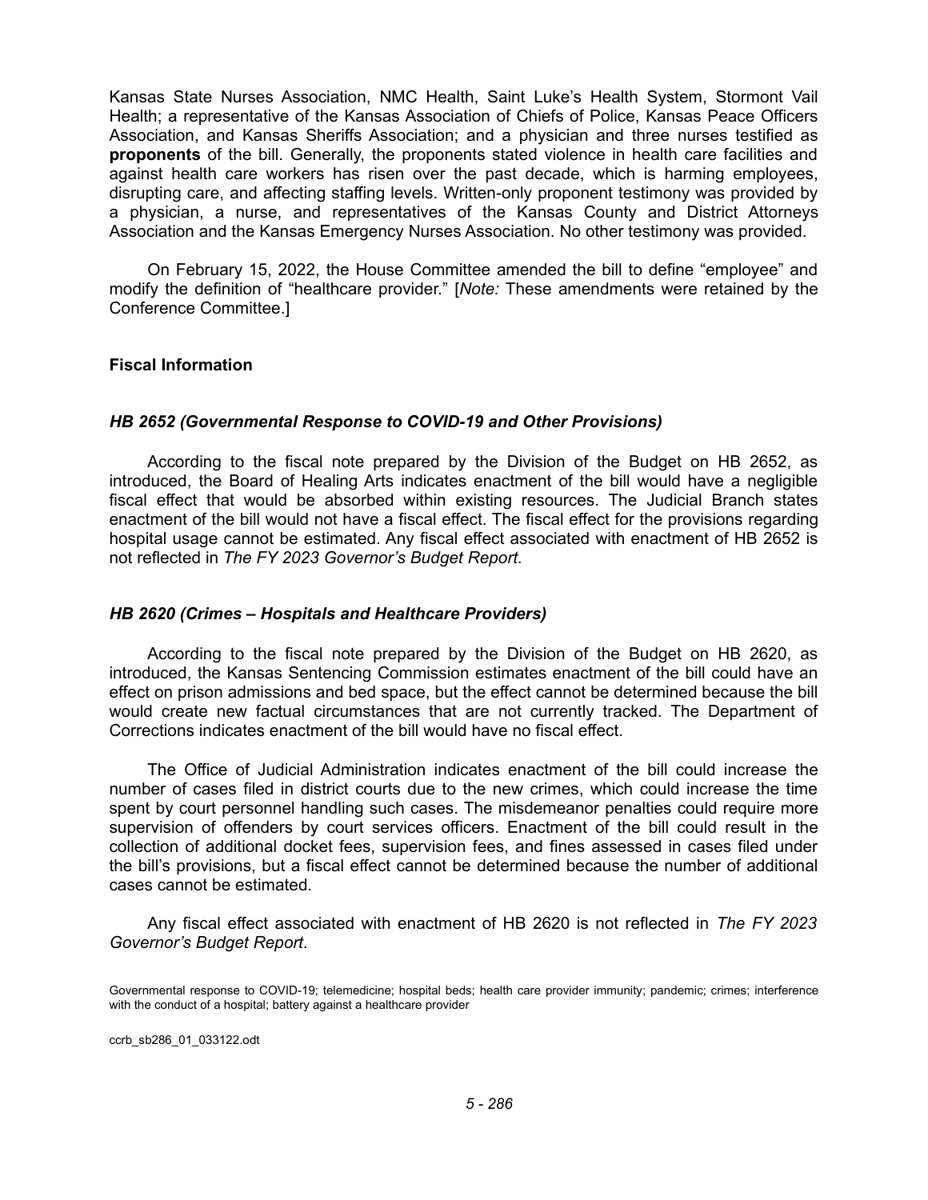Kansas State Nurses Association, NMC Health, Saint Luke's Health System, Stormont Vail Health; a representative of the Kansas Association of Chiefs of Police, Kansas Peace Officers Association, and Kansas Sheriffs Association; and a physician and three nurses testified as **proponents** of the bill. Generally, the proponents stated violence in health care facilities and against health care workers has risen over the past decade, which is harming employees, disrupting care, and affecting staffing levels. Written-only proponent testimony was provided by a physician, a nurse, and representatives of the Kansas County and District Attorneys Association and the Kansas Emergency Nurses Association. No other testimony was provided.

On February 15, 2022, the House Committee amended the bill to define "employee" and modify the definition of "healthcare provider." [*Note:* These amendments were retained by the Conference Committee.]

### Fiscal Information

#### *HB 2652 (Governmental Response to COVID-19 and Other Provisions)*

According to the fiscal note prepared by the Division of the Budget on HB 2652, as introduced, the Board of Healing Arts indicates enactment of the bill would have a negligible fiscal effect that would be absorbed within existing resources. The Judicial Branch states enactment of the bill would not have a fiscal effect. The fiscal effect for the provisions regarding hospital usage cannot be estimated. Any fiscal effect associated with enactment of HB 2652 is not reflected in *The FY 2023 Governor's Budget Report*.

#### *HB 2620 (Crimes – Hospitals and Healthcare Providers)*

According to the fiscal note prepared by the Division of the Budget on HB 2620, as introduced, the Kansas Sentencing Commission estimates enactment of the bill could have an effect on prison admissions and bed space, but the effect cannot be determined because the bill would create new factual circumstances that are not currently tracked. The Department of Corrections indicates enactment of the bill would have no fiscal effect.

The Office of Judicial Administration indicates enactment of the bill could increase the number of cases filed in district courts due to the new crimes, which could increase the time spent by court personnel handling such cases. The misdemeanor penalties could require more supervision of offenders by court services officers. Enactment of the bill could result in the collection of additional docket fees, supervision fees, and fines assessed in cases filed under the bill's provisions, but a fiscal effect cannot be determined because the number of additional cases cannot be estimated.

Any fiscal effect associated with enactment of HB 2620 is not reflected in *The FY 2023 Governor's Budget Report*.

Governmental response to COVID-19; telemedicine; hospital beds; health care provider immunity; pandemic; crimes; interference with the conduct of a hospital; battery against a healthcare provider

ccrb_sb286_01_033122.odt